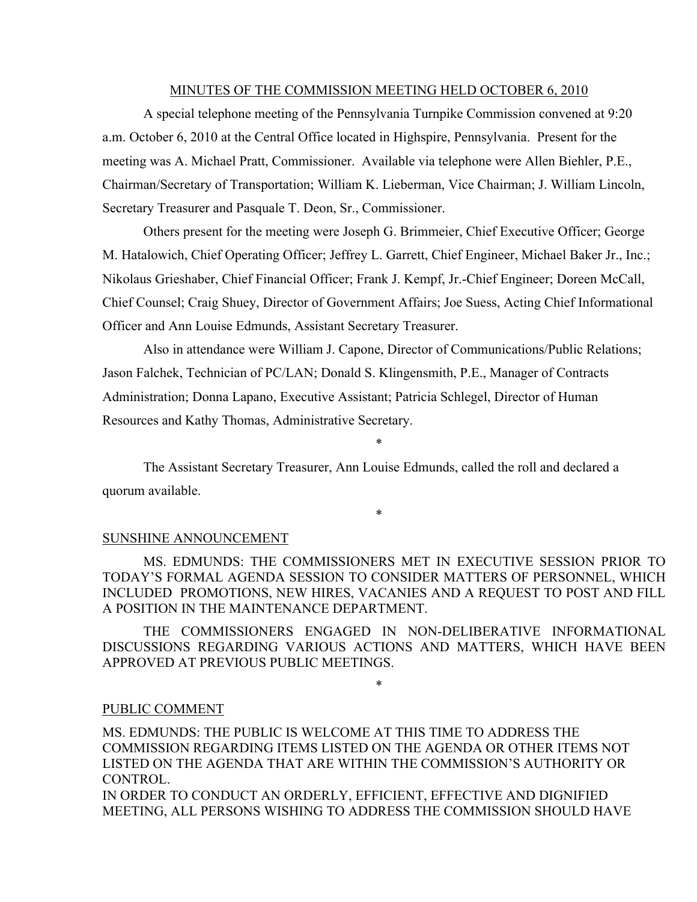MINUTES OF THE COMMISSION MEETING HELD OCTOBER 6, 2010

A special telephone meeting of the Pennsylvania Turnpike Commission convened at 9:20 a.m. October 6, 2010 at the Central Office located in Highspire, Pennsylvania. Present for the meeting was A. Michael Pratt, Commissioner. Available via telephone were Allen Biehler, P.E., Chairman/Secretary of Transportation; William K. Lieberman, Vice Chairman; J. William Lincoln, Secretary Treasurer and Pasquale T. Deon, Sr., Commissioner.

Others present for the meeting were Joseph G. Brimmeier, Chief Executive Officer; George M. Hatalowich, Chief Operating Officer; Jeffrey L. Garrett, Chief Engineer, Michael Baker Jr., Inc.; Nikolaus Grieshaber, Chief Financial Officer; Frank J. Kempf, Jr.-Chief Engineer; Doreen McCall, Chief Counsel; Craig Shuey, Director of Government Affairs; Joe Suess, Acting Chief Informational Officer and Ann Louise Edmunds, Assistant Secretary Treasurer.

Also in attendance were William J. Capone, Director of Communications/Public Relations; Jason Falchek, Technician of PC/LAN; Donald S. Klingensmith, P.E., Manager of Contracts Administration; Donna Lapano, Executive Assistant; Patricia Schlegel, Director of Human Resources and Kathy Thomas, Administrative Secretary.

*

The Assistant Secretary Treasurer, Ann Louise Edmunds, called the roll and declared a quorum available.

*

SUNSHINE ANNOUNCEMENT

MS. EDMUNDS: THE COMMISSIONERS MET IN EXECUTIVE SESSION PRIOR TO TODAY'S FORMAL AGENDA SESSION TO CONSIDER MATTERS OF PERSONNEL, WHICH INCLUDED PROMOTIONS, NEW HIRES, VACANIES AND A REQUEST TO POST AND FILL A POSITION IN THE MAINTENANCE DEPARTMENT.

THE COMMISSIONERS ENGAGED IN NON-DELIBERATIVE INFORMATIONAL DISCUSSIONS REGARDING VARIOUS ACTIONS AND MATTERS, WHICH HAVE BEEN APPROVED AT PREVIOUS PUBLIC MEETINGS.

*

PUBLIC COMMENT

MS. EDMUNDS: THE PUBLIC IS WELCOME AT THIS TIME TO ADDRESS THE COMMISSION REGARDING ITEMS LISTED ON THE AGENDA OR OTHER ITEMS NOT LISTED ON THE AGENDA THAT ARE WITHIN THE COMMISSION'S AUTHORITY OR CONTROL.
IN ORDER TO CONDUCT AN ORDERLY, EFFICIENT, EFFECTIVE AND DIGNIFIED MEETING, ALL PERSONS WISHING TO ADDRESS THE COMMISSION SHOULD HAVE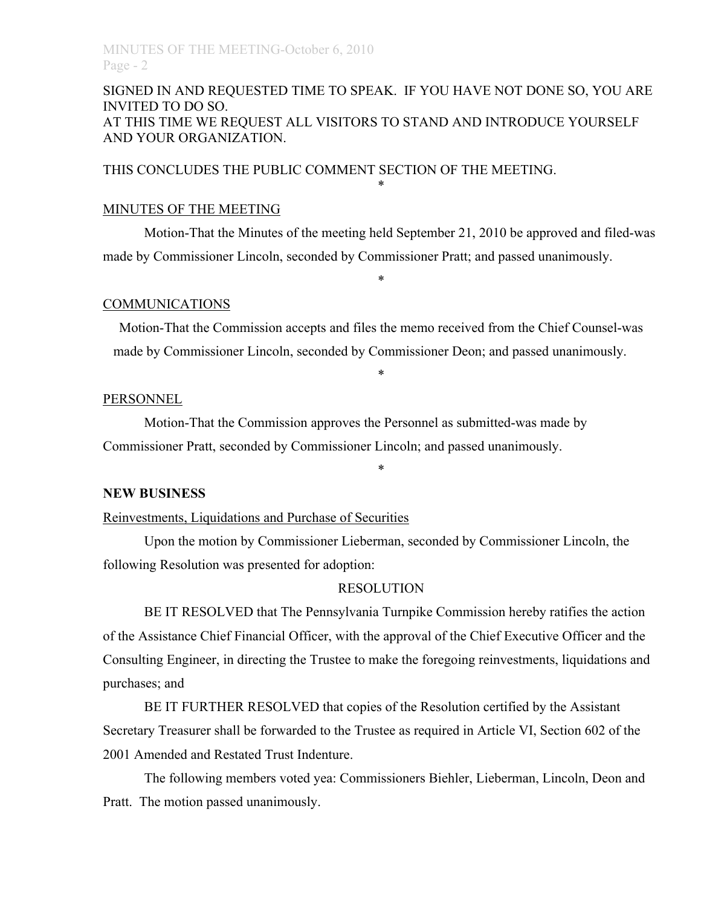SIGNED IN AND REQUESTED TIME TO SPEAK. IF YOU HAVE NOT DONE SO, YOU ARE INVITED TO DO SO.
AT THIS TIME WE REQUEST ALL VISITORS TO STAND AND INTRODUCE YOURSELF AND YOUR ORGANIZATION.

THIS CONCLUDES THE PUBLIC COMMENT SECTION OF THE MEETING.

*

MINUTES OF THE MEETING

Motion-That the Minutes of the meeting held September 21, 2010 be approved and filed-was made by Commissioner Lincoln, seconded by Commissioner Pratt; and passed unanimously.

*

COMMUNICATIONS

Motion-That the Commission accepts and files the memo received from the Chief Counsel-was made by Commissioner Lincoln, seconded by Commissioner Deon; and passed unanimously.

*

PERSONNEL

Motion-That the Commission approves the Personnel as submitted-was made by Commissioner Pratt, seconded by Commissioner Lincoln; and passed unanimously.

*

**NEW BUSINESS**

Reinvestments, Liquidations and Purchase of Securities

Upon the motion by Commissioner Lieberman, seconded by Commissioner Lincoln, the following Resolution was presented for adoption:

RESOLUTION

BE IT RESOLVED that The Pennsylvania Turnpike Commission hereby ratifies the action of the Assistance Chief Financial Officer, with the approval of the Chief Executive Officer and the Consulting Engineer, in directing the Trustee to make the foregoing reinvestments, liquidations and purchases; and

BE IT FURTHER RESOLVED that copies of the Resolution certified by the Assistant Secretary Treasurer shall be forwarded to the Trustee as required in Article VI, Section 602 of the 2001 Amended and Restated Trust Indenture.

The following members voted yea: Commissioners Biehler, Lieberman, Lincoln, Deon and Pratt. The motion passed unanimously.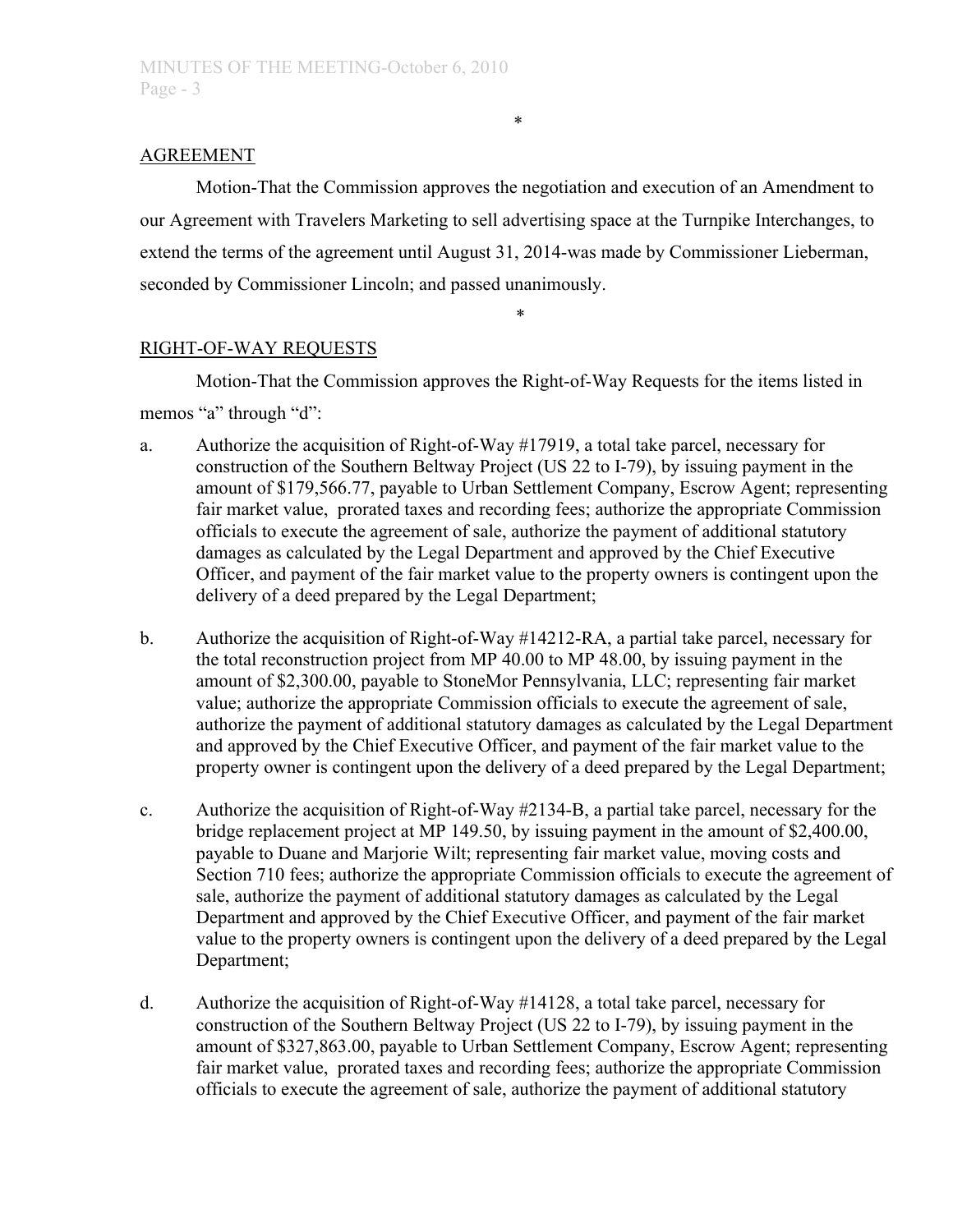*

AGREEMENT

Motion-That the Commission approves the negotiation and execution of an Amendment to our Agreement with Travelers Marketing to sell advertising space at the Turnpike Interchanges, to extend the terms of the agreement until August 31, 2014-was made by Commissioner Lieberman, seconded by Commissioner Lincoln; and passed unanimously.

*

RIGHT-OF-WAY REQUESTS

Motion-That the Commission approves the Right-of-Way Requests for the items listed in memos “a” through “d”:

a. Authorize the acquisition of Right-of-Way #17919, a total take parcel, necessary for construction of the Southern Beltway Project (US 22 to I-79), by issuing payment in the amount of $179,566.77, payable to Urban Settlement Company, Escrow Agent; representing fair market value, prorated taxes and recording fees; authorize the appropriate Commission officials to execute the agreement of sale, authorize the payment of additional statutory damages as calculated by the Legal Department and approved by the Chief Executive Officer, and payment of the fair market value to the property owners is contingent upon the delivery of a deed prepared by the Legal Department;

b. Authorize the acquisition of Right-of-Way #14212-RA, a partial take parcel, necessary for the total reconstruction project from MP 40.00 to MP 48.00, by issuing payment in the amount of $2,300.00, payable to StoneMor Pennsylvania, LLC; representing fair market value; authorize the appropriate Commission officials to execute the agreement of sale, authorize the payment of additional statutory damages as calculated by the Legal Department and approved by the Chief Executive Officer, and payment of the fair market value to the property owner is contingent upon the delivery of a deed prepared by the Legal Department;

c. Authorize the acquisition of Right-of-Way #2134-B, a partial take parcel, necessary for the bridge replacement project at MP 149.50, by issuing payment in the amount of $2,400.00, payable to Duane and Marjorie Wilt; representing fair market value, moving costs and Section 710 fees; authorize the appropriate Commission officials to execute the agreement of sale, authorize the payment of additional statutory damages as calculated by the Legal Department and approved by the Chief Executive Officer, and payment of the fair market value to the property owners is contingent upon the delivery of a deed prepared by the Legal Department;

d. Authorize the acquisition of Right-of-Way #14128, a total take parcel, necessary for construction of the Southern Beltway Project (US 22 to I-79), by issuing payment in the amount of $327,863.00, payable to Urban Settlement Company, Escrow Agent; representing fair market value, prorated taxes and recording fees; authorize the appropriate Commission officials to execute the agreement of sale, authorize the payment of additional statutory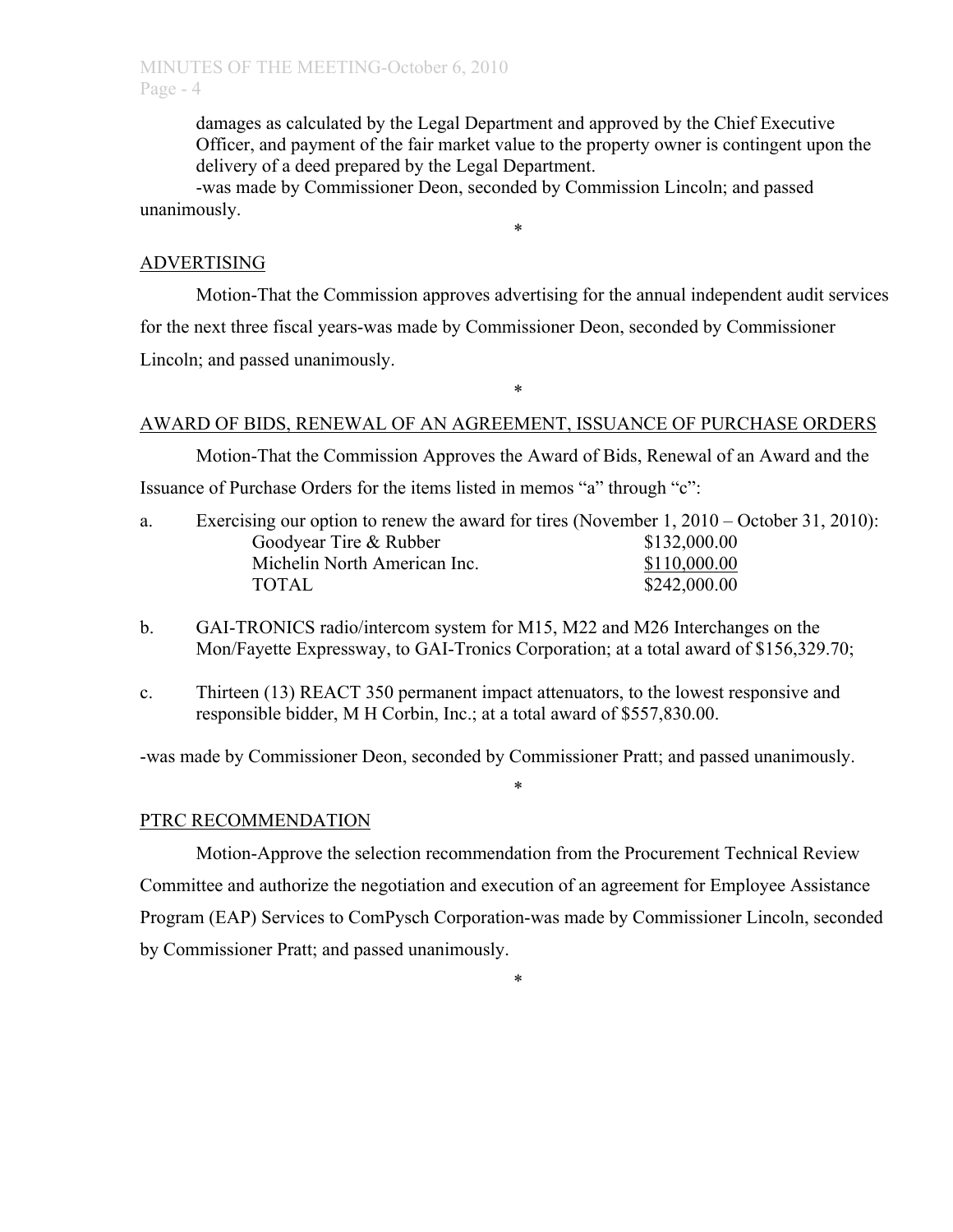damages as calculated by the Legal Department and approved by the Chief Executive Officer, and payment of the fair market value to the property owner is contingent upon the delivery of a deed prepared by the Legal Department.

-was made by Commissioner Deon, seconded by Commission Lincoln; and passed unanimously.

*

ADVERTISING

Motion-That the Commission approves advertising for the annual independent audit services for the next three fiscal years-was made by Commissioner Deon, seconded by Commissioner Lincoln; and passed unanimously.

*

AWARD OF BIDS, RENEWAL OF AN AGREEMENT, ISSUANCE OF PURCHASE ORDERS

Motion-That the Commission Approves the Award of Bids, Renewal of an Award and the Issuance of Purchase Orders for the items listed in memos "a" through "c":

a. Exercising our option to renew the award for tires (November 1, 2010 – October 31, 2010):

| | |
|---|---|
| Goodyear Tire & Rubber | $132,000.00 |
| Michelin North American Inc. | $110,000.00 |
| TOTAL | $242,000.00 |

b. GAI-TRONICS radio/intercom system for M15, M22 and M26 Interchanges on the Mon/Fayette Expressway, to GAI-Tronics Corporation; at a total award of $156,329.70;

c. Thirteen (13) REACT 350 permanent impact attenuators, to the lowest responsive and responsible bidder, M H Corbin, Inc.; at a total award of $557,830.00.

-was made by Commissioner Deon, seconded by Commissioner Pratt; and passed unanimously.

*

PTRC RECOMMENDATION

Motion-Approve the selection recommendation from the Procurement Technical Review Committee and authorize the negotiation and execution of an agreement for Employee Assistance Program (EAP) Services to ComPysch Corporation-was made by Commissioner Lincoln, seconded by Commissioner Pratt; and passed unanimously.

*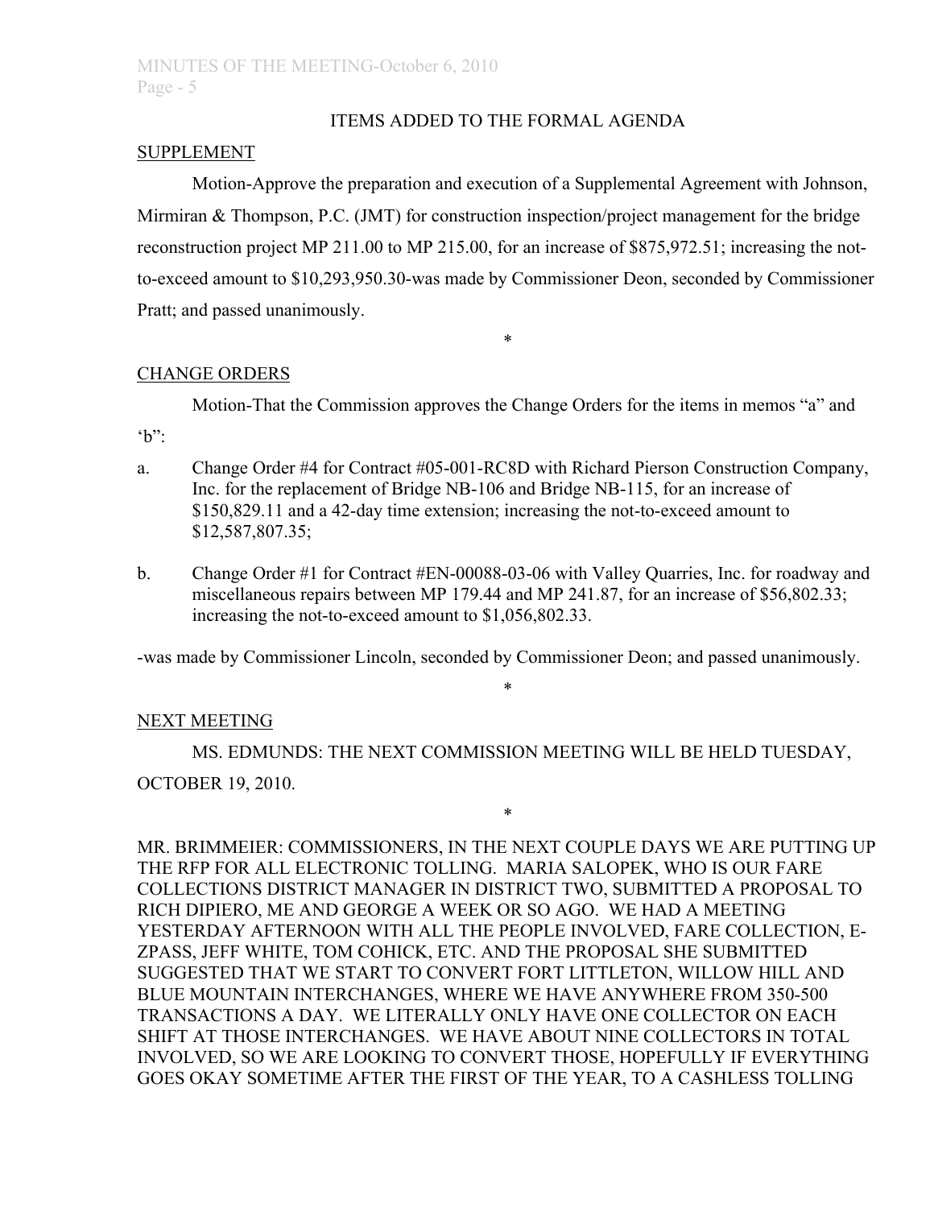## ITEMS ADDED TO THE FORMAL AGENDA

SUPPLEMENT

Motion-Approve the preparation and execution of a Supplemental Agreement with Johnson, Mirmiran & Thompson, P.C. (JMT) for construction inspection/project management for the bridge reconstruction project MP 211.00 to MP 215.00, for an increase of $875,972.51; increasing the not-to-exceed amount to $10,293,950.30-was made by Commissioner Deon, seconded by Commissioner Pratt; and passed unanimously.

\*

CHANGE ORDERS

Motion-That the Commission approves the Change Orders for the items in memos "a" and 'b":

a. Change Order #4 for Contract #05-001-RC8D with Richard Pierson Construction Company, Inc. for the replacement of Bridge NB-106 and Bridge NB-115, for an increase of $150,829.11 and a 42-day time extension; increasing the not-to-exceed amount to $12,587,807.35;

b. Change Order #1 for Contract #EN-00088-03-06 with Valley Quarries, Inc. for roadway and miscellaneous repairs between MP 179.44 and MP 241.87, for an increase of $56,802.33; increasing the not-to-exceed amount to $1,056,802.33.

-was made by Commissioner Lincoln, seconded by Commissioner Deon; and passed unanimously.

\*

NEXT MEETING

MS. EDMUNDS: THE NEXT COMMISSION MEETING WILL BE HELD TUESDAY, OCTOBER 19, 2010.

\*

MR. BRIMMEIER: COMMISSIONERS, IN THE NEXT COUPLE DAYS WE ARE PUTTING UP THE RFP FOR ALL ELECTRONIC TOLLING. MARIA SALOPEK, WHO IS OUR FARE COLLECTIONS DISTRICT MANAGER IN DISTRICT TWO, SUBMITTED A PROPOSAL TO RICH DIPIERO, ME AND GEORGE A WEEK OR SO AGO. WE HAD A MEETING YESTERDAY AFTERNOON WITH ALL THE PEOPLE INVOLVED, FARE COLLECTION, E-ZPASS, JEFF WHITE, TOM COHICK, ETC. AND THE PROPOSAL SHE SUBMITTED SUGGESTED THAT WE START TO CONVERT FORT LITTLETON, WILLOW HILL AND BLUE MOUNTAIN INTERCHANGES, WHERE WE HAVE ANYWHERE FROM 350-500 TRANSACTIONS A DAY. WE LITERALLY ONLY HAVE ONE COLLECTOR ON EACH SHIFT AT THOSE INTERCHANGES. WE HAVE ABOUT NINE COLLECTORS IN TOTAL INVOLVED, SO WE ARE LOOKING TO CONVERT THOSE, HOPEFULLY IF EVERYTHING GOES OKAY SOMETIME AFTER THE FIRST OF THE YEAR, TO A CASHLESS TOLLING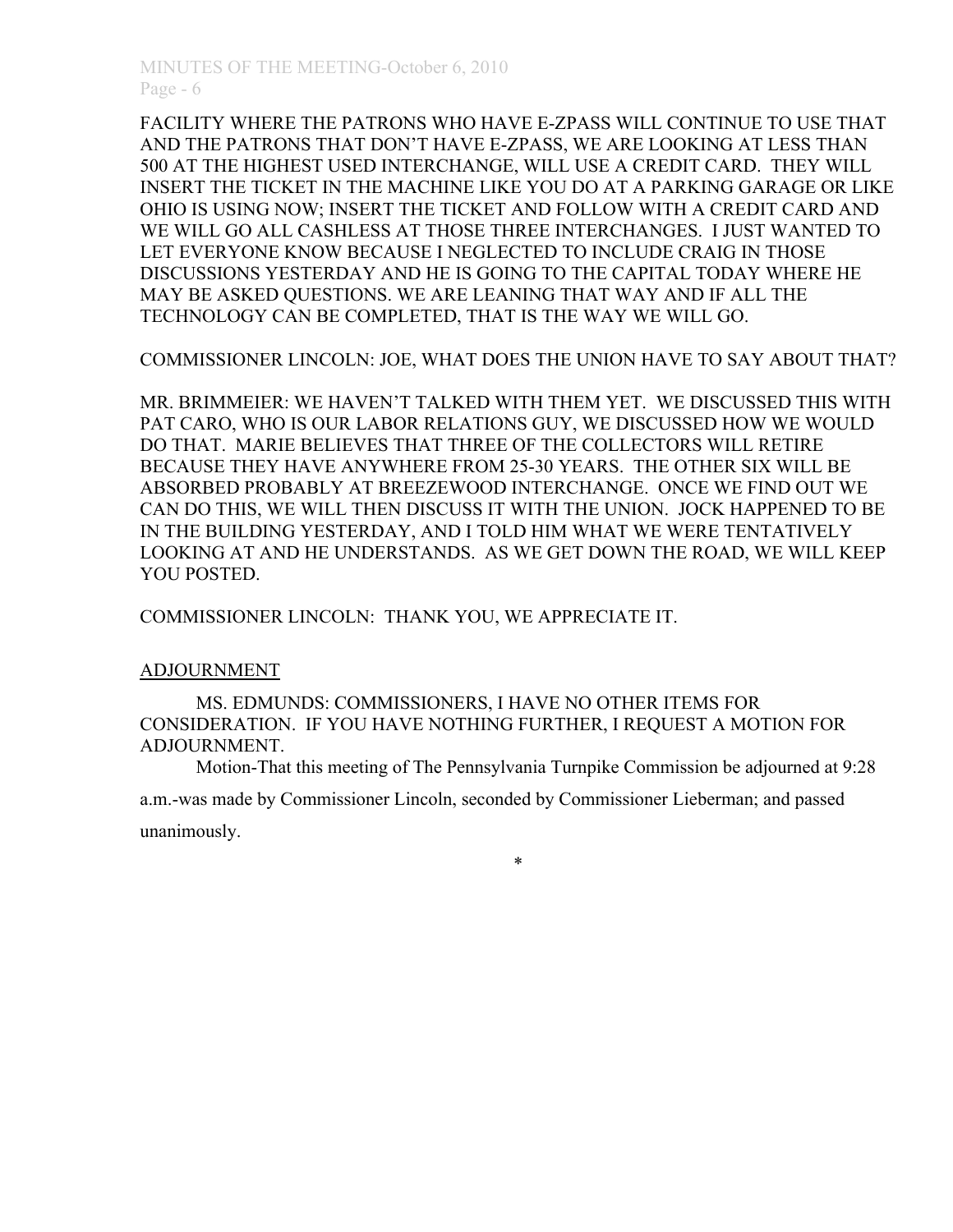FACILITY WHERE THE PATRONS WHO HAVE E-ZPASS WILL CONTINUE TO USE THAT AND THE PATRONS THAT DON'T HAVE E-ZPASS, WE ARE LOOKING AT LESS THAN 500 AT THE HIGHEST USED INTERCHANGE, WILL USE A CREDIT CARD. THEY WILL INSERT THE TICKET IN THE MACHINE LIKE YOU DO AT A PARKING GARAGE OR LIKE OHIO IS USING NOW; INSERT THE TICKET AND FOLLOW WITH A CREDIT CARD AND WE WILL GO ALL CASHLESS AT THOSE THREE INTERCHANGES. I JUST WANTED TO LET EVERYONE KNOW BECAUSE I NEGLECTED TO INCLUDE CRAIG IN THOSE DISCUSSIONS YESTERDAY AND HE IS GOING TO THE CAPITAL TODAY WHERE HE MAY BE ASKED QUESTIONS. WE ARE LEANING THAT WAY AND IF ALL THE TECHNOLOGY CAN BE COMPLETED, THAT IS THE WAY WE WILL GO.

COMMISSIONER LINCOLN: JOE, WHAT DOES THE UNION HAVE TO SAY ABOUT THAT?

MR. BRIMMEIER: WE HAVEN'T TALKED WITH THEM YET. WE DISCUSSED THIS WITH PAT CARO, WHO IS OUR LABOR RELATIONS GUY, WE DISCUSSED HOW WE WOULD DO THAT. MARIE BELIEVES THAT THREE OF THE COLLECTORS WILL RETIRE BECAUSE THEY HAVE ANYWHERE FROM 25-30 YEARS. THE OTHER SIX WILL BE ABSORBED PROBABLY AT BREEZEWOOD INTERCHANGE. ONCE WE FIND OUT WE CAN DO THIS, WE WILL THEN DISCUSS IT WITH THE UNION. JOCK HAPPENED TO BE IN THE BUILDING YESTERDAY, AND I TOLD HIM WHAT WE WERE TENTATIVELY LOOKING AT AND HE UNDERSTANDS. AS WE GET DOWN THE ROAD, WE WILL KEEP YOU POSTED.

COMMISSIONER LINCOLN: THANK YOU, WE APPRECIATE IT.

ADJOURNMENT

MS. EDMUNDS: COMMISSIONERS, I HAVE NO OTHER ITEMS FOR CONSIDERATION. IF YOU HAVE NOTHING FURTHER, I REQUEST A MOTION FOR ADJOURNMENT.

Motion-That this meeting of The Pennsylvania Turnpike Commission be adjourned at 9:28 a.m.-was made by Commissioner Lincoln, seconded by Commissioner Lieberman; and passed unanimously.

*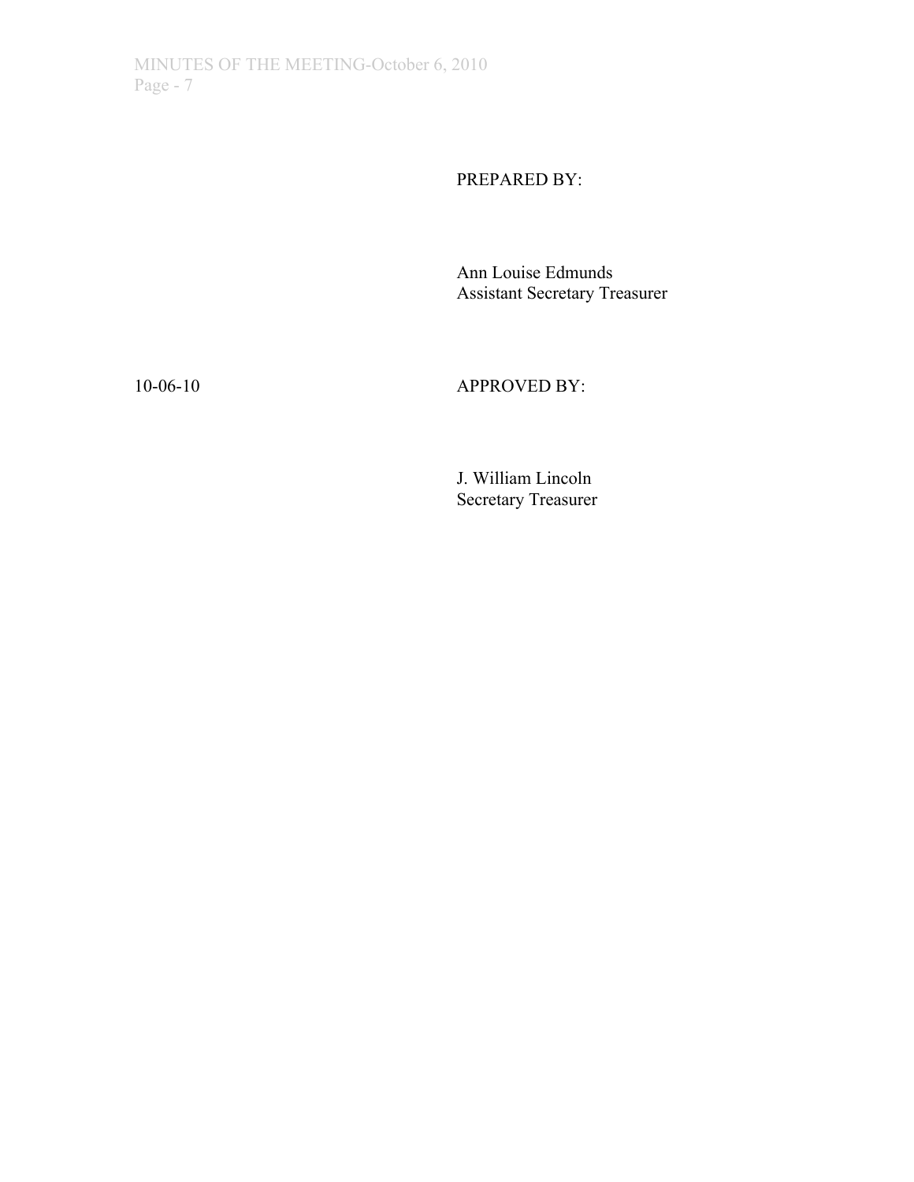PREPARED BY:

Ann Louise Edmunds
Assistant Secretary Treasurer

10-06-10

APPROVED BY:

J. William Lincoln
Secretary Treasurer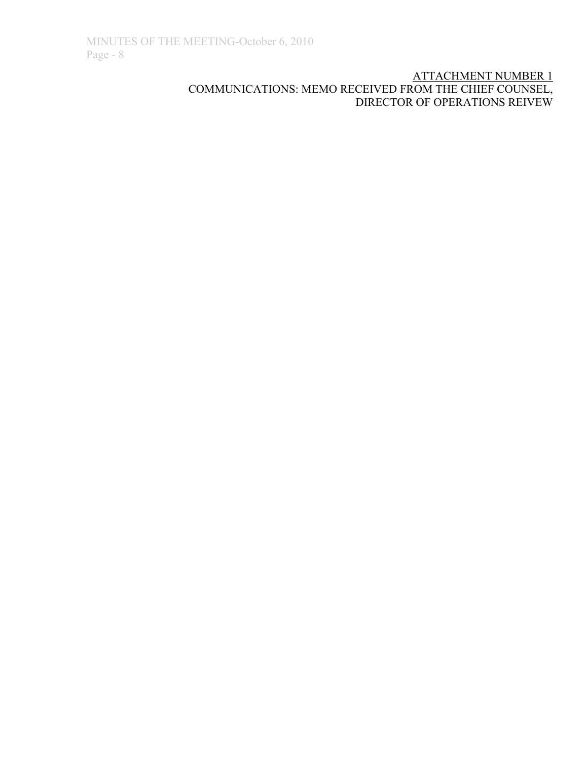<u>ATTACHMENT NUMBER 1</u>

COMMUNICATIONS: MEMO RECEIVED FROM THE CHIEF COUNSEL, DIRECTOR OF OPERATIONS REIVEW